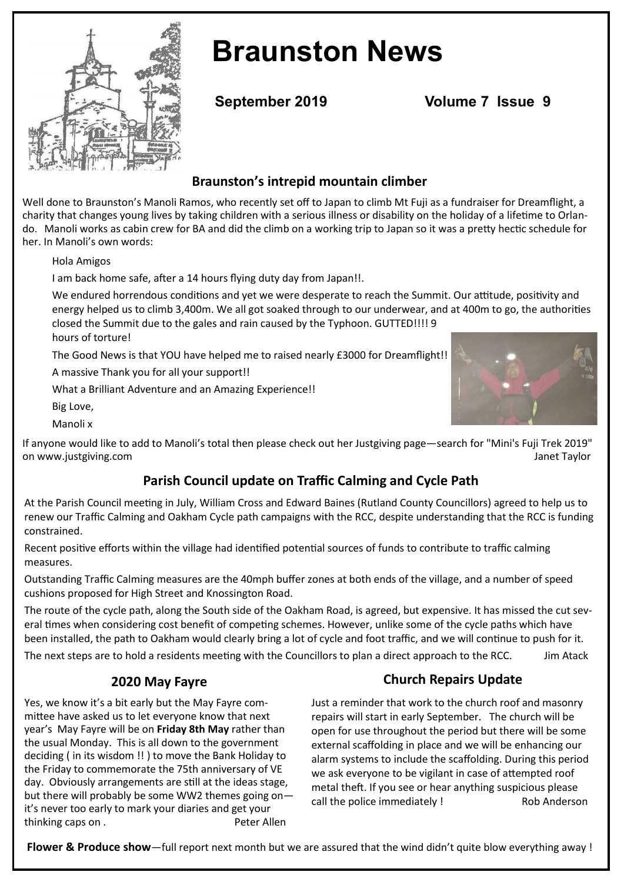# Braunston News

**September 2019 Volume 7 Issue 9**

## Braunston's intrepid mountain climber

Well done to Braunston's Manoli Ramos, who recently set off to Japan to climb Mt Fuji as a fundraiser for Dreamflight, a charity that changes young lives by taking children with a serious illness or disability on the holiday of a lifetime to Orlando. Manoli works as cabin crew for BA and did the climb on a working trip to Japan so it was a pretty hectic schedule for her. In Manoli's own words:

> Hola Amigos
>
> I am back home safe, after a 14 hours flying duty day from Japan!!.
>
> We endured horrendous conditions and yet we were desperate to reach the Summit. Our attitude, positivity and energy helped us to climb 3,400m. We all got soaked through to our underwear, and at 400m to go, the authorities closed the Summit due to the gales and rain caused by the Typhoon. GUTTED!!!! 9 hours of torture!
>
> The Good News is that YOU have helped me to raised nearly £3000 for Dreamflight!!
>
> A massive Thank you for all your support!!
>
> What a Brilliant Adventure and an Amazing Experience!!
>
> Big Love,
>
> Manoli x

If anyone would like to add to Manoli's total then please check out her Justgiving page—search for "Mini's Fuji Trek 2019" on www.justgiving.com

Janet Taylor

## Parish Council update on Traffic Calming and Cycle Path

At the Parish Council meeting in July, William Cross and Edward Baines (Rutland County Councillors) agreed to help us to renew our Traffic Calming and Oakham Cycle path campaigns with the RCC, despite understanding that the RCC is funding constrained.

Recent positive efforts within the village had identified potential sources of funds to contribute to traffic calming measures.

Outstanding Traffic Calming measures are the 40mph buffer zones at both ends of the village, and a number of speed cushions proposed for High Street and Knossington Road.

The route of the cycle path, along the South side of the Oakham Road, is agreed, but expensive. It has missed the cut several times when considering cost benefit of competing schemes. However, unlike some of the cycle paths which have been installed, the path to Oakham would clearly bring a lot of cycle and foot traffic, and we will continue to push for it.

The next steps are to hold a residents meeting with the Councillors to plan a direct approach to the RCC.

Jim Atack

## 2020 May Fayre

Yes, we know it's a bit early but the May Fayre committee have asked us to let everyone know that next year's May Fayre will be on **Friday 8th May** rather than the usual Monday. This is all down to the government deciding ( in its wisdom !! ) to move the Bank Holiday to the Friday to commemorate the 75th anniversary of VE day. Obviously arrangements are still at the ideas stage, but there will probably be some WW2 themes going on—it's never too early to mark your diaries and get your thinking caps on .

Peter Allen

## Church Repairs Update

Just a reminder that work to the church roof and masonry repairs will start in early September. The church will be open for use throughout the period but there will be some external scaffolding in place and we will be enhancing our alarm systems to include the scaffolding. During this period we ask everyone to be vigilant in case of attempted roof metal theft. If you see or hear anything suspicious please call the police immediately !

Rob Anderson

**Flower & Produce show**—full report next month but we are assured that the wind didn't quite blow everything away !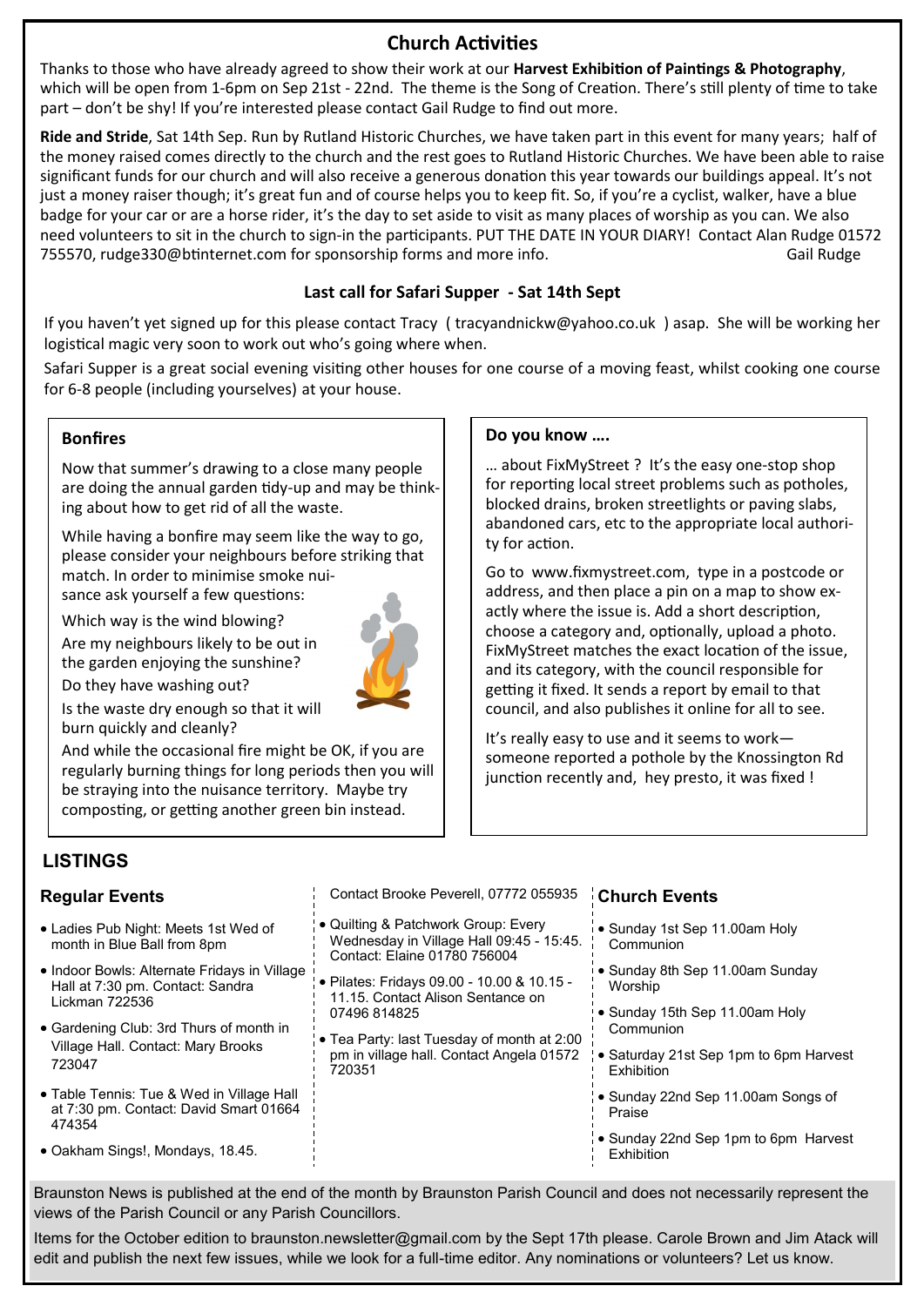# Church Activities

Thanks to those who have already agreed to show their work at our **Harvest Exhibition of Paintings & Photography**, which will be open from 1-6pm on Sep 21st - 22nd. The theme is the Song of Creation. There's still plenty of time to take part – don't be shy! If you're interested please contact Gail Rudge to find out more.

**Ride and Stride**, Sat 14th Sep. Run by Rutland Historic Churches, we have taken part in this event for many years; half of the money raised comes directly to the church and the rest goes to Rutland Historic Churches. We have been able to raise significant funds for our church and will also receive a generous donation this year towards our buildings appeal. It's not just a money raiser though; it's great fun and of course helps you to keep fit. So, if you're a cyclist, walker, have a blue badge for your car or are a horse rider, it's the day to set aside to visit as many places of worship as you can. We also need volunteers to sit in the church to sign-in the participants. PUT THE DATE IN YOUR DIARY! Contact Alan Rudge 01572 755570, rudge330@btinternet.com for sponsorship forms and more info.

Gail Rudge

### Last call for Safari Supper - Sat 14th Sept

If you haven't yet signed up for this please contact Tracy ( tracyandnickw@yahoo.co.uk ) asap. She will be working her logistical magic very soon to work out who's going where when.

Safari Supper is a great social evening visiting other houses for one course of a moving feast, whilst cooking one course for 6-8 people (including yourselves) at your house.

### Bonfires

Now that summer's drawing to a close many people are doing the annual garden tidy-up and may be thinking about how to get rid of all the waste.

While having a bonfire may seem like the way to go, please consider your neighbours before striking that match. In order to minimise smoke nuisance ask yourself a few questions:

Which way is the wind blowing?

Are my neighbours likely to be out in the garden enjoying the sunshine?

Do they have washing out?

Is the waste dry enough so that it will burn quickly and cleanly?

And while the occasional fire might be OK, if you are regularly burning things for long periods then you will be straying into the nuisance territory. Maybe try composting, or getting another green bin instead.

### Do you know ….

… about FixMyStreet ? It's the easy one-stop shop for reporting local street problems such as potholes, blocked drains, broken streetlights or paving slabs, abandoned cars, etc to the appropriate local authority for action.

Go to www.fixmystreet.com, type in a postcode or address, and then place a pin on a map to show exactly where the issue is. Add a short description, choose a category and, optionally, upload a photo. FixMyStreet matches the exact location of the issue, and its category, with the council responsible for getting it fixed. It sends a report by email to that council, and also publishes it online for all to see.

It's really easy to use and it seems to work—someone reported a pothole by the Knossington Rd junction recently and, hey presto, it was fixed !

## LISTINGS

### Regular Events

- Ladies Pub Night: Meets 1st Wed of month in Blue Ball from 8pm
- Indoor Bowls: Alternate Fridays in Village Hall at 7:30 pm. Contact: Sandra Lickman 722536
- Gardening Club: 3rd Thurs of month in Village Hall. Contact: Mary Brooks 723047
- Table Tennis: Tue & Wed in Village Hall at 7:30 pm. Contact: David Smart 01664 474354
- Oakham Sings!, Mondays, 18.45. Contact Brooke Peverell, 07772 055935
- Quilting & Patchwork Group: Every Wednesday in Village Hall 09:45 - 15:45. Contact: Elaine 01780 756004
- Pilates: Fridays 09.00 - 10.00 & 10.15 - 11.15. Contact Alison Sentance on 07496 814825
- Tea Party: last Tuesday of month at 2:00 pm in village hall. Contact Angela 01572 720351

### Church Events

- Sunday 1st Sep 11.00am Holy Communion
- Sunday 8th Sep 11.00am Sunday Worship
- Sunday 15th Sep 11.00am Holy Communion
- Saturday 21st Sep 1pm to 6pm Harvest Exhibition
- Sunday 22nd Sep 11.00am Songs of Praise
- Sunday 22nd Sep 1pm to 6pm Harvest Exhibition

Braunston News is published at the end of the month by Braunston Parish Council and does not necessarily represent the views of the Parish Council or any Parish Councillors.

Items for the October edition to braunston.newsletter@gmail.com by the Sept 17th please. Carole Brown and Jim Atack will edit and publish the next few issues, while we look for a full-time editor. Any nominations or volunteers? Let us know.